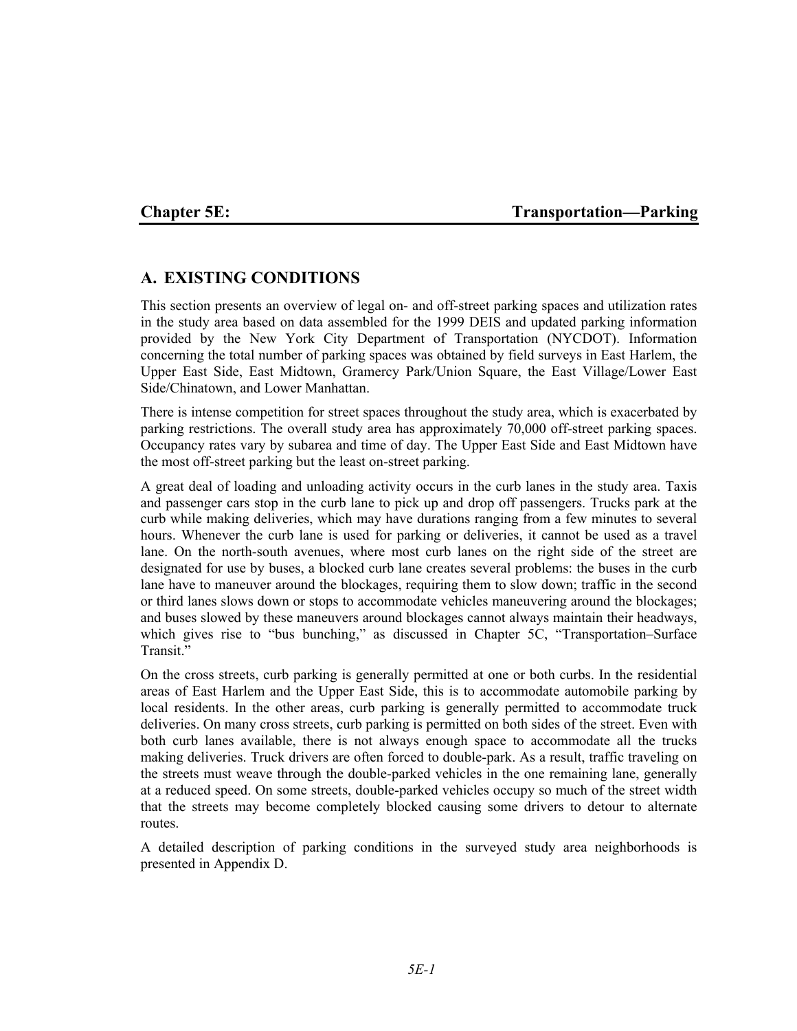# Chapter 5E: Transportation—Parking

## A. EXISTING CONDITIONS

This section presents an overview of legal on- and off-street parking spaces and utilization rates in the study area based on data assembled for the 1999 DEIS and updated parking information provided by the New York City Department of Transportation (NYCDOT). Information concerning the total number of parking spaces was obtained by field surveys in East Harlem, the Upper East Side, East Midtown, Gramercy Park/Union Square, the East Village/Lower East Side/Chinatown, and Lower Manhattan.

There is intense competition for street spaces throughout the study area, which is exacerbated by parking restrictions. The overall study area has approximately 70,000 off-street parking spaces. Occupancy rates vary by subarea and time of day. The Upper East Side and East Midtown have the most off-street parking but the least on-street parking.

A great deal of loading and unloading activity occurs in the curb lanes in the study area. Taxis and passenger cars stop in the curb lane to pick up and drop off passengers. Trucks park at the curb while making deliveries, which may have durations ranging from a few minutes to several hours. Whenever the curb lane is used for parking or deliveries, it cannot be used as a travel lane. On the north-south avenues, where most curb lanes on the right side of the street are designated for use by buses, a blocked curb lane creates several problems: the buses in the curb lane have to maneuver around the blockages, requiring them to slow down; traffic in the second or third lanes slows down or stops to accommodate vehicles maneuvering around the blockages; and buses slowed by these maneuvers around blockages cannot always maintain their headways, which gives rise to "bus bunching," as discussed in Chapter 5C, "Transportation–Surface Transit."

On the cross streets, curb parking is generally permitted at one or both curbs. In the residential areas of East Harlem and the Upper East Side, this is to accommodate automobile parking by local residents. In the other areas, curb parking is generally permitted to accommodate truck deliveries. On many cross streets, curb parking is permitted on both sides of the street. Even with both curb lanes available, there is not always enough space to accommodate all the trucks making deliveries. Truck drivers are often forced to double-park. As a result, traffic traveling on the streets must weave through the double-parked vehicles in the one remaining lane, generally at a reduced speed. On some streets, double-parked vehicles occupy so much of the street width that the streets may become completely blocked causing some drivers to detour to alternate routes.

A detailed description of parking conditions in the surveyed study area neighborhoods is presented in Appendix D.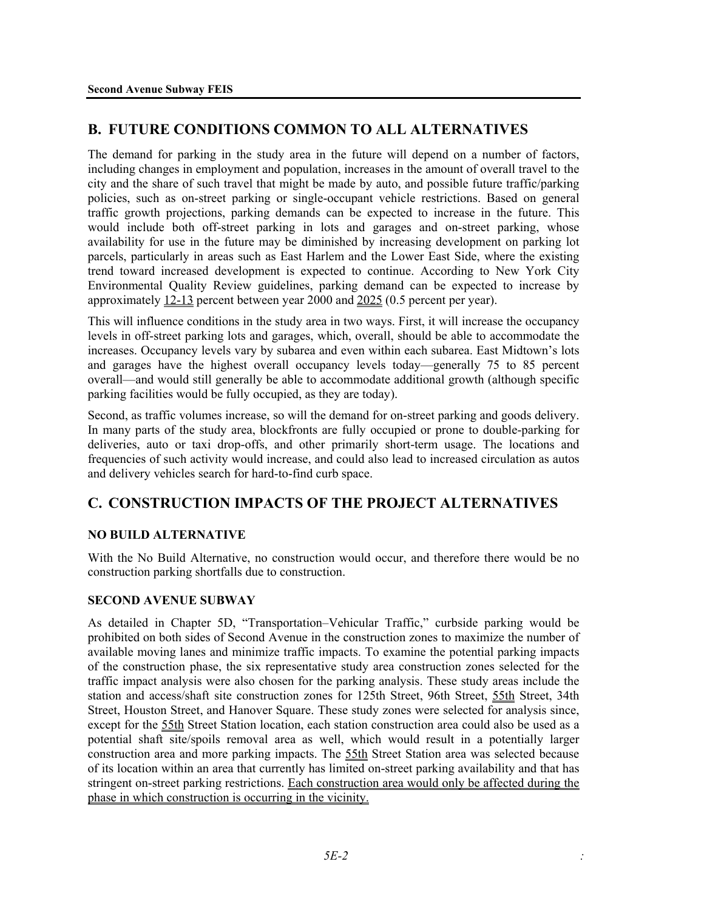## B. FUTURE CONDITIONS COMMON TO ALL ALTERNATIVES

The demand for parking in the study area in the future will depend on a number of factors, including changes in employment and population, increases in the amount of overall travel to the city and the share of such travel that might be made by auto, and possible future traffic/parking policies, such as on-street parking or single-occupant vehicle restrictions. Based on general traffic growth projections, parking demands can be expected to increase in the future. This would include both off-street parking in lots and garages and on-street parking, whose availability for use in the future may be diminished by increasing development on parking lot parcels, particularly in areas such as East Harlem and the Lower East Side, where the existing trend toward increased development is expected to continue. According to New York City Environmental Quality Review guidelines, parking demand can be expected to increase by approximately 12-13 percent between year 2000 and 2025 (0.5 percent per year).

This will influence conditions in the study area in two ways. First, it will increase the occupancy levels in off-street parking lots and garages, which, overall, should be able to accommodate the increases. Occupancy levels vary by subarea and even within each subarea. East Midtown's lots and garages have the highest overall occupancy levels today—generally 75 to 85 percent overall—and would still generally be able to accommodate additional growth (although specific parking facilities would be fully occupied, as they are today).

Second, as traffic volumes increase, so will the demand for on-street parking and goods delivery. In many parts of the study area, blockfronts are fully occupied or prone to double-parking for deliveries, auto or taxi drop-offs, and other primarily short-term usage. The locations and frequencies of such activity would increase, and could also lead to increased circulation as autos and delivery vehicles search for hard-to-find curb space.

## C. CONSTRUCTION IMPACTS OF THE PROJECT ALTERNATIVES

### NO BUILD ALTERNATIVE

With the No Build Alternative, no construction would occur, and therefore there would be no construction parking shortfalls due to construction.

### SECOND AVENUE SUBWAY

As detailed in Chapter 5D, "Transportation–Vehicular Traffic," curbside parking would be prohibited on both sides of Second Avenue in the construction zones to maximize the number of available moving lanes and minimize traffic impacts. To examine the potential parking impacts of the construction phase, the six representative study area construction zones selected for the traffic impact analysis were also chosen for the parking analysis. These study areas include the station and access/shaft site construction zones for 125th Street, 96th Street, 55th Street, 34th Street, Houston Street, and Hanover Square. These study zones were selected for analysis since, except for the 55th Street Station location, each station construction area could also be used as a potential shaft site/spoils removal area as well, which would result in a potentially larger construction area and more parking impacts. The 55th Street Station area was selected because of its location within an area that currently has limited on-street parking availability and that has stringent on-street parking restrictions. Each construction area would only be affected during the phase in which construction is occurring in the vicinity.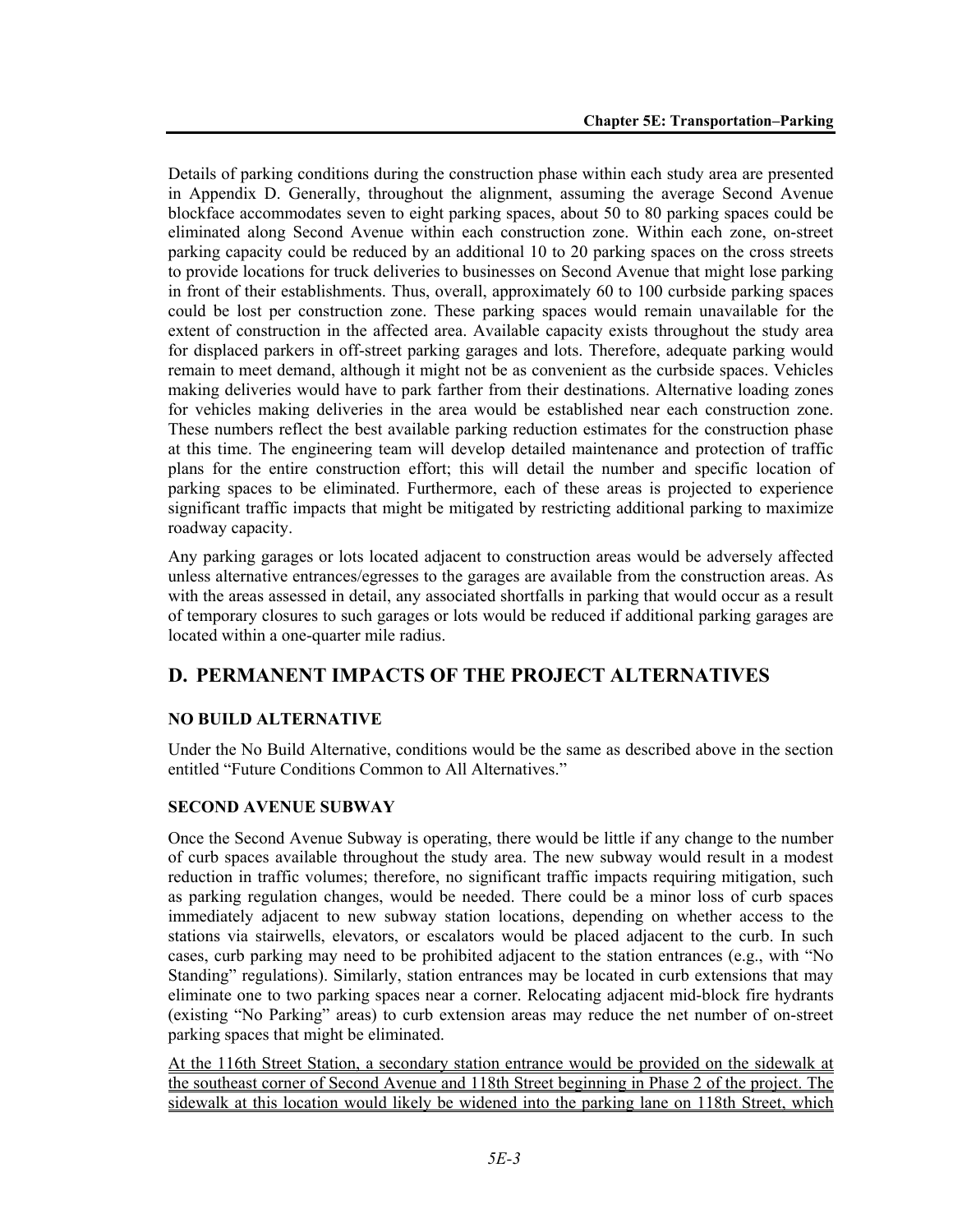Details of parking conditions during the construction phase within each study area are presented in Appendix D. Generally, throughout the alignment, assuming the average Second Avenue blockface accommodates seven to eight parking spaces, about 50 to 80 parking spaces could be eliminated along Second Avenue within each construction zone. Within each zone, on-street parking capacity could be reduced by an additional 10 to 20 parking spaces on the cross streets to provide locations for truck deliveries to businesses on Second Avenue that might lose parking in front of their establishments. Thus, overall, approximately 60 to 100 curbside parking spaces could be lost per construction zone. These parking spaces would remain unavailable for the extent of construction in the affected area. Available capacity exists throughout the study area for displaced parkers in off-street parking garages and lots. Therefore, adequate parking would remain to meet demand, although it might not be as convenient as the curbside spaces. Vehicles making deliveries would have to park farther from their destinations. Alternative loading zones for vehicles making deliveries in the area would be established near each construction zone. These numbers reflect the best available parking reduction estimates for the construction phase at this time. The engineering team will develop detailed maintenance and protection of traffic plans for the entire construction effort; this will detail the number and specific location of parking spaces to be eliminated. Furthermore, each of these areas is projected to experience significant traffic impacts that might be mitigated by restricting additional parking to maximize roadway capacity.

Any parking garages or lots located adjacent to construction areas would be adversely affected unless alternative entrances/egresses to the garages are available from the construction areas. As with the areas assessed in detail, any associated shortfalls in parking that would occur as a result of temporary closures to such garages or lots would be reduced if additional parking garages are located within a one-quarter mile radius.

## D. PERMANENT IMPACTS OF THE PROJECT ALTERNATIVES

### NO BUILD ALTERNATIVE

Under the No Build Alternative, conditions would be the same as described above in the section entitled "Future Conditions Common to All Alternatives."

### SECOND AVENUE SUBWAY

Once the Second Avenue Subway is operating, there would be little if any change to the number of curb spaces available throughout the study area. The new subway would result in a modest reduction in traffic volumes; therefore, no significant traffic impacts requiring mitigation, such as parking regulation changes, would be needed. There could be a minor loss of curb spaces immediately adjacent to new subway station locations, depending on whether access to the stations via stairwells, elevators, or escalators would be placed adjacent to the curb. In such cases, curb parking may need to be prohibited adjacent to the station entrances (e.g., with "No Standing" regulations). Similarly, station entrances may be located in curb extensions that may eliminate one to two parking spaces near a corner. Relocating adjacent mid-block fire hydrants (existing "No Parking" areas) to curb extension areas may reduce the net number of on-street parking spaces that might be eliminated.

At the 116th Street Station, a secondary station entrance would be provided on the sidewalk at the southeast corner of Second Avenue and 118th Street beginning in Phase 2 of the project. The sidewalk at this location would likely be widened into the parking lane on 118th Street, which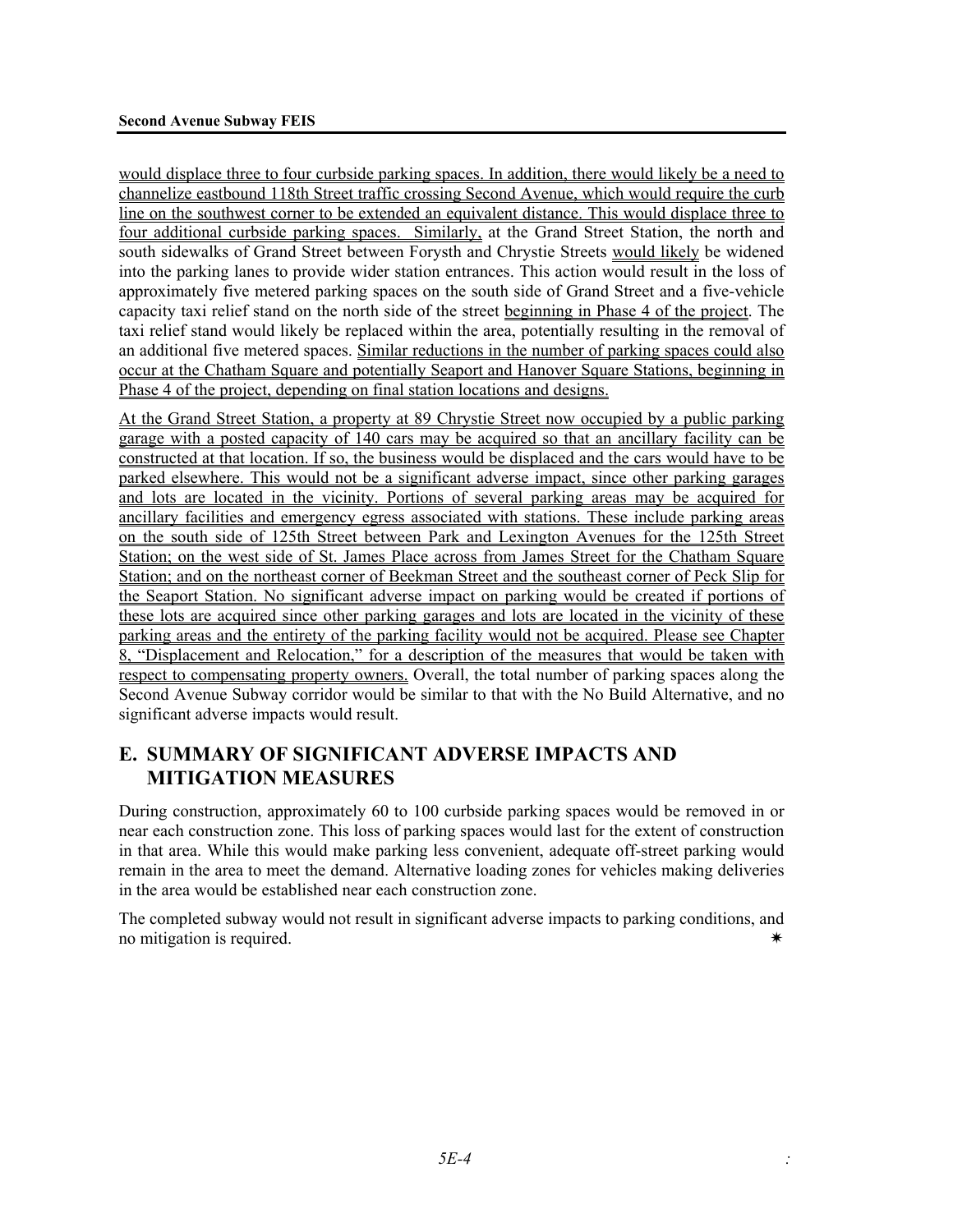would displace three to four curbside parking spaces. In addition, there would likely be a need to channelize eastbound 118th Street traffic crossing Second Avenue, which would require the curb line on the southwest corner to be extended an equivalent distance. This would displace three to four additional curbside parking spaces. Similarly, at the Grand Street Station, the north and south sidewalks of Grand Street between Forysth and Chrystie Streets would likely be widened into the parking lanes to provide wider station entrances. This action would result in the loss of approximately five metered parking spaces on the south side of Grand Street and a five-vehicle capacity taxi relief stand on the north side of the street beginning in Phase 4 of the project. The taxi relief stand would likely be replaced within the area, potentially resulting in the removal of an additional five metered spaces. Similar reductions in the number of parking spaces could also occur at the Chatham Square and potentially Seaport and Hanover Square Stations, beginning in Phase 4 of the project, depending on final station locations and designs.

At the Grand Street Station, a property at 89 Chrystie Street now occupied by a public parking garage with a posted capacity of 140 cars may be acquired so that an ancillary facility can be constructed at that location. If so, the business would be displaced and the cars would have to be parked elsewhere. This would not be a significant adverse impact, since other parking garages and lots are located in the vicinity. Portions of several parking areas may be acquired for ancillary facilities and emergency egress associated with stations. These include parking areas on the south side of 125th Street between Park and Lexington Avenues for the 125th Street Station; on the west side of St. James Place across from James Street for the Chatham Square Station; and on the northeast corner of Beekman Street and the southeast corner of Peck Slip for the Seaport Station. No significant adverse impact on parking would be created if portions of these lots are acquired since other parking garages and lots are located in the vicinity of these parking areas and the entirety of the parking facility would not be acquired. Please see Chapter 8, "Displacement and Relocation," for a description of the measures that would be taken with respect to compensating property owners. Overall, the total number of parking spaces along the Second Avenue Subway corridor would be similar to that with the No Build Alternative, and no significant adverse impacts would result.

## E. SUMMARY OF SIGNIFICANT ADVERSE IMPACTS AND MITIGATION MEASURES

During construction, approximately 60 to 100 curbside parking spaces would be removed in or near each construction zone. This loss of parking spaces would last for the extent of construction in that area. While this would make parking less convenient, adequate off-street parking would remain in the area to meet the demand. Alternative loading zones for vehicles making deliveries in the area would be established near each construction zone.

The completed subway would not result in significant adverse impacts to parking conditions, and no mitigation is required. ✷